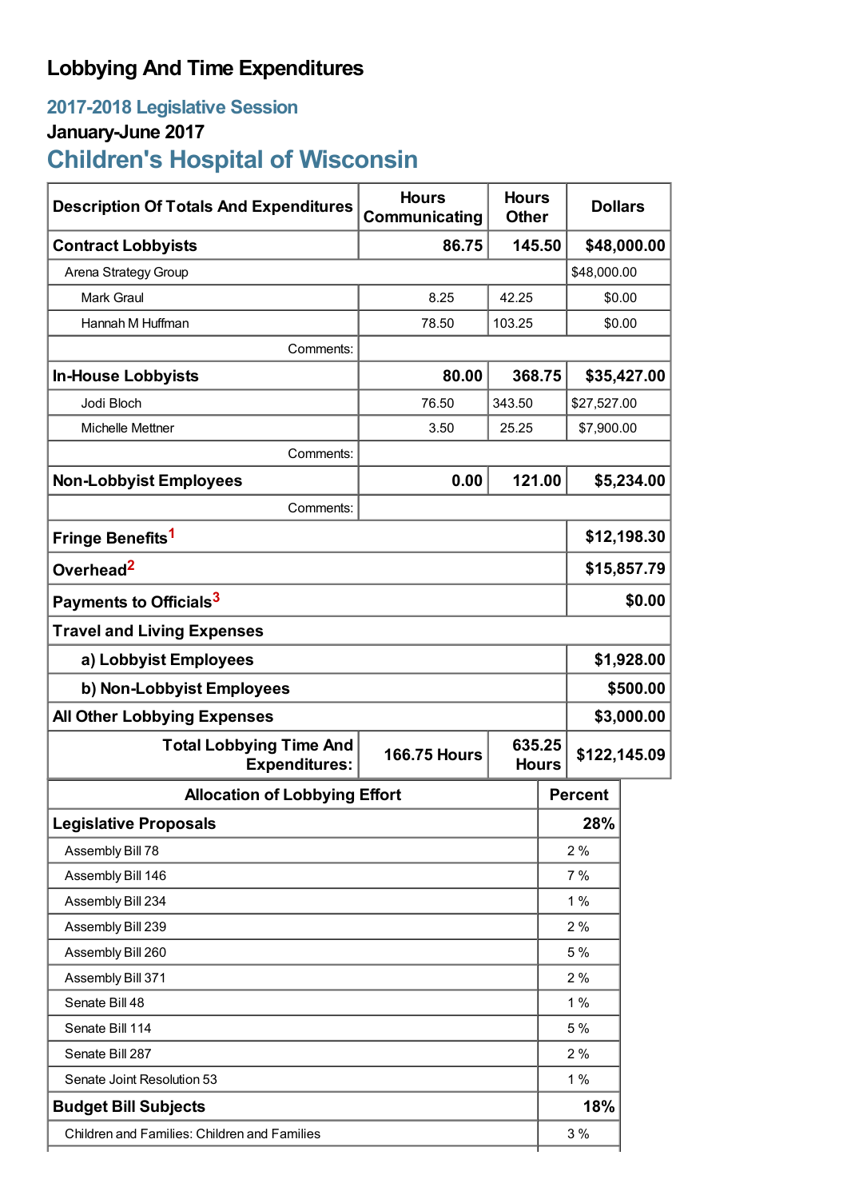# Lobbying And Time Expenditures

## 2017-2018 Legislative Session

### January-June 2017

## Children's Hospital of Wisconsin

| Description Of Totals And Expenditures | Hours Communicating | Hours Other | Dollars |
|---|---|---|---|
| **Contract Lobbyists** | **86.75** | **145.50** | **$48,000.00** |
| Arena Strategy Group | | | $48,000.00 |
| Mark Graul | 8.25 | 42.25 | $0.00 |
| Hannah M Huffman | 78.50 | 103.25 | $0.00 |
| Comments: | | | |
| **In-House Lobbyists** | **80.00** | **368.75** | **$35,427.00** |
| Jodi Bloch | 76.50 | 343.50 | $27,527.00 |
| Michelle Mettner | 3.50 | 25.25 | $7,900.00 |
| Comments: | | | |
| **Non-Lobbyist Employees** | **0.00** | **121.00** | **$5,234.00** |
| Comments: | | | |
| **Fringe Benefits**[1] | | | **$12,198.30** |
| **Overhead**[2] | | | **$15,857.79** |
| **Payments to Officials**[3] | | | **$0.00** |
| **Travel and Living Expenses** | | | |
| **a) Lobbyist Employees** | | | **$1,928.00** |
| **b) Non-Lobbyist Employees** | | | **$500.00** |
| **All Other Lobbying Expenses** | | | **$3,000.00** |
| **Total Lobbying Time And Expenditures:** | **166.75 Hours** | **635.25 Hours** | **$122,145.09** |

| Allocation of Lobbying Effort | Percent |
|---|---|
| **Legislative Proposals** | **28%** |
| Assembly Bill 78 | 2 % |
| Assembly Bill 146 | 7 % |
| Assembly Bill 234 | 1 % |
| Assembly Bill 239 | 2 % |
| Assembly Bill 260 | 5 % |
| Assembly Bill 371 | 2 % |
| Senate Bill 48 | 1 % |
| Senate Bill 114 | 5 % |
| Senate Bill 287 | 2 % |
| Senate Joint Resolution 53 | 1 % |
| **Budget Bill Subjects** | **18%** |
| Children and Families: Children and Families | 3 % |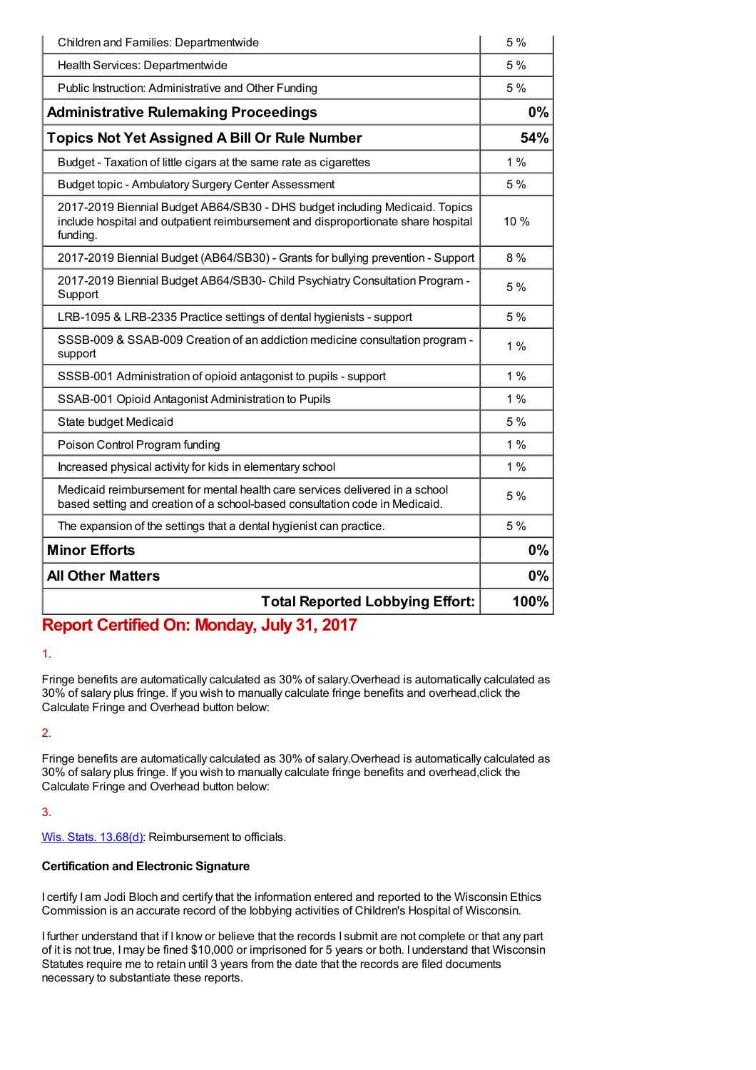| | |
|---|---|
| Children and Families: Departmentwide | 5 % |
| Health Services: Departmentwide | 5 % |
| Public Instruction: Administrative and Other Funding | 5 % |
| **Administrative Rulemaking Proceedings** | **0%** |
| **Topics Not Yet Assigned A Bill Or Rule Number** | **54%** |
| Budget - Taxation of little cigars at the same rate as cigarettes | 1 % |
| Budget topic - Ambulatory Surgery Center Assessment | 5 % |
| 2017-2019 Biennial Budget AB64/SB30 - DHS budget including Medicaid. Topics include hospital and outpatient reimbursement and disproportionate share hospital funding. | 10 % |
| 2017-2019 Biennial Budget (AB64/SB30) - Grants for bullying prevention - Support | 8 % |
| 2017-2019 Biennial Budget AB64/SB30- Child Psychiatry Consultation Program - Support | 5 % |
| LRB-1095 & LRB-2335 Practice settings of dental hygienists - support | 5 % |
| SSSB-009 & SSAB-009 Creation of an addiction medicine consultation program - support | 1 % |
| SSSB-001 Administration of opioid antagonist to pupils - support | 1 % |
| SSAB-001 Opioid Antagonist Administration to Pupils | 1 % |
| State budget Medicaid | 5 % |
| Poison Control Program funding | 1 % |
| Increased physical activity for kids in elementary school | 1 % |
| Medicaid reimbursement for mental health care services delivered in a school based setting and creation of a school-based consultation code in Medicaid. | 5 % |
| The expansion of the settings that a dental hygienist can practice. | 5 % |
| **Minor Efforts** | **0%** |
| **All Other Matters** | **0%** |
| **Total Reported Lobbying Effort:** | **100%** |

## Report Certified On: Monday, July 31, 2017

1.

Fringe benefits are automatically calculated as 30% of salary.Overhead is automatically calculated as 30% of salary plus fringe. If you wish to manually calculate fringe benefits and overhead,click the Calculate Fringe and Overhead button below:

2.

Fringe benefits are automatically calculated as 30% of salary.Overhead is automatically calculated as 30% of salary plus fringe. If you wish to manually calculate fringe benefits and overhead,click the Calculate Fringe and Overhead button below:

3.

Wis. Stats. 13.68(d): Reimbursement to officials.

**Certification and Electronic Signature**

I certify I am Jodi Bloch and certify that the information entered and reported to the Wisconsin Ethics Commission is an accurate record of the lobbying activities of Children's Hospital of Wisconsin.

I further understand that if I know or believe that the records I submit are not complete or that any part of it is not true, I may be fined $10,000 or imprisoned for 5 years or both. I understand that Wisconsin Statutes require me to retain until 3 years from the date that the records are filed documents necessary to substantiate these reports.